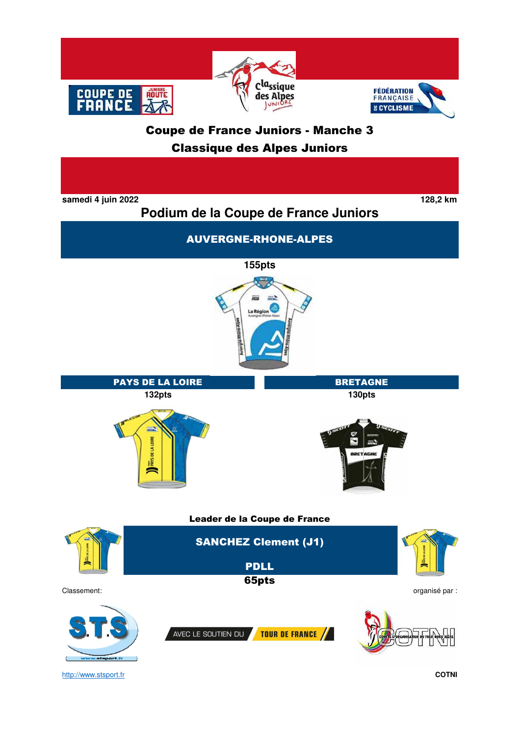# Coupe de France Juniors - Manche 3

## Classique des Alpes Juniors

samedi 4 juin 2022

128,2 km

## Podium de la Coupe de France Juniors

### AUVERGNE-RHONE-ALPES

155pts

### PAYS DE LA LOIRE

132pts

### BRETAGNE

130pts

**Leader de la Coupe de France**

**SANCHEZ Clement (J1)**

**PDLL**

**65pts**

Classement:

organisé par :

AVEC LE SOUTIEN DU TOUR DE FRANCE

http://www.stsport.fr

COTNI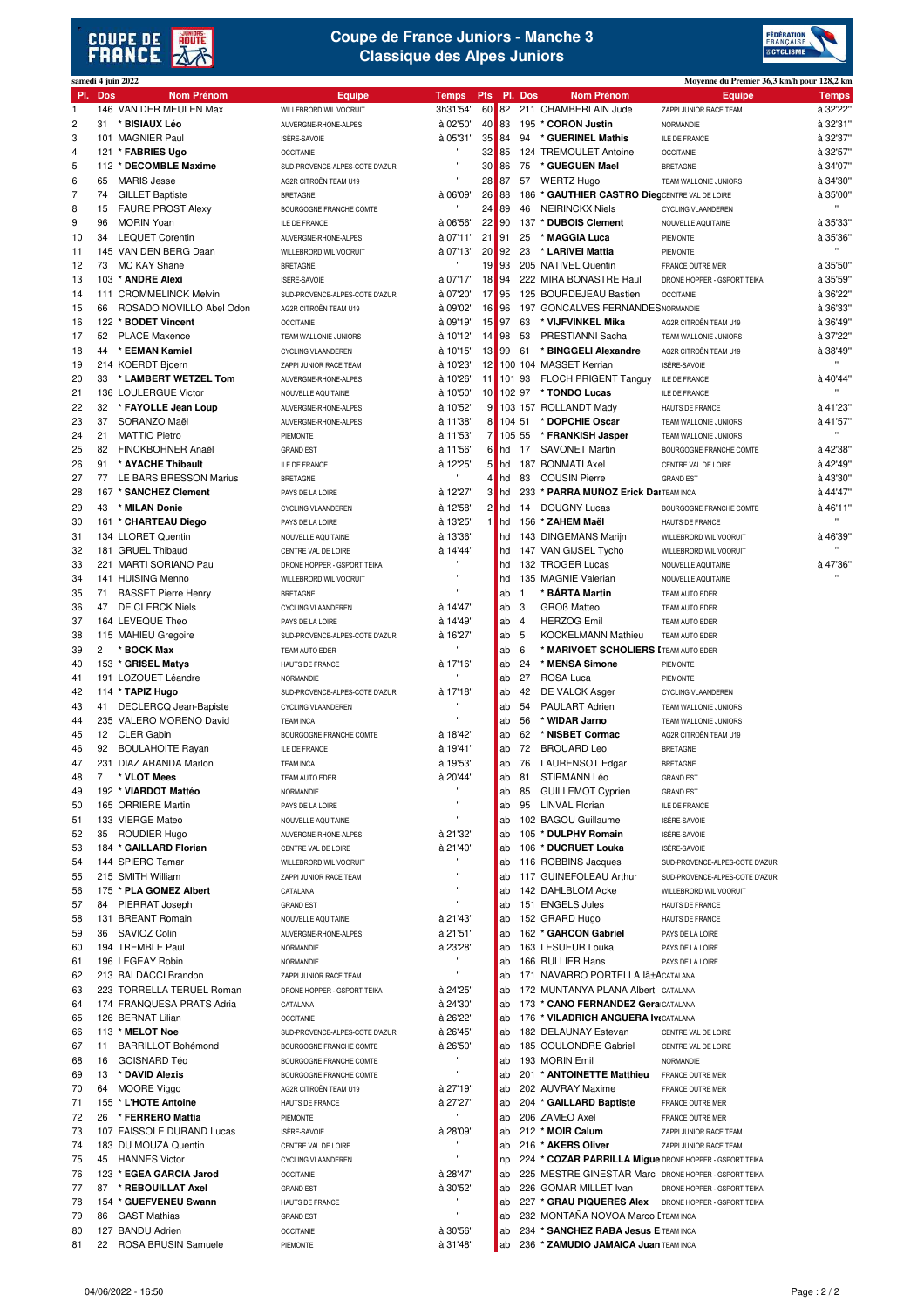# Coupe de France Juniors - Manche 3
## Classique des Alpes Juniors

samedi 4 juin 2022

Moyenne du Premier 36,3 km/h pour 128,2 km

| Pl. | Dos | Nom Prénom | Equipe | Temps | Pts |
|---|---|---|---|---|---|
| 1 | 146 | VAN DER MEULEN Max | WILLEBRORD WIL VOORUIT | 3h31'54" | 60 |
| 2 | 31 | * BISIAUX Léo | AUVERGNE-RHONE-ALPES | à 02'50" | 40 |
| 3 | 101 | MAGNIER Paul | ISÈRE-SAVOIE | à 05'31" | 35 |
| 4 | 121 | * FABRIES Ugo | OCCITANIE | " | 32 |
| 5 | 112 | * DECOMBLE Maxime | SUD-PROVENCE-ALPES-COTE D'AZUR | " | 30 |
| 6 | 65 | MARIS Jesse | AG2R CITROËN TEAM U19 | " | 28 |
| 7 | 74 | GILLET Baptiste | BRETAGNE | à 06'09" | 26 |
| 8 | 15 | FAURE PROST Alexy | BOURGOGNE FRANCHE COMTE | " | 24 |
| 9 | 96 | MORIN Yoan | ILE DE FRANCE | à 06'56" | 22 |
| 10 | 34 | LEQUET Corentin | AUVERGNE-RHONE-ALPES | à 07'11" | 21 |
| 11 | 145 | VAN DEN BERG Daan | WILLEBRORD WIL VOORUIT | à 07'13" | 20 |
| 12 | 73 | MC KAY Shane | BRETAGNE | " | 19 |
| 13 | 103 | * ANDRE Alexi | ISÈRE-SAVOIE | à 07'17" | 18 |
| 14 | 111 | CROMMELINCK Melvin | SUD-PROVENCE-ALPES-COTE D'AZUR | à 07'20" | 17 |
| 15 | 66 | ROSADO NOVILLO Abel Odon | AG2R CITROËN TEAM U19 | à 09'02" | 16 |
| 16 | 122 | * BODET Vincent | OCCITANIE | à 09'19" | 15 |
| 17 | 52 | PLACE Maxence | TEAM WALLONIE JUNIORS | à 10'12" | 14 |
| 18 | 44 | * EEMAN Kamiel | CYCLING VLAANDEREN | à 10'15" | 13 |
| 19 | 214 | KOERDT Bjoern | ZAPPI JUNIOR RACE TEAM | à 10'23" | 12 |
| 20 | 33 | * LAMBERT WETZEL Tom | AUVERGNE-RHONE-ALPES | à 10'26" | 11 |
| 21 | 136 | LOULERGUE Victor | NOUVELLE AQUITAINE | à 10'50" | 10 |
| 22 | 32 | * FAYOLLE Jean Loup | AUVERGNE-RHONE-ALPES | à 10'52" | 9 |
| 23 | 37 | SORANZO Maël | AUVERGNE-RHONE-ALPES | à 11'38" | 8 |
| 24 | 21 | MATTIO Pietro | PIEMONTE | à 11'53" | 7 |
| 25 | 82 | FINCKBOHNER Anaël | GRAND EST | à 11'56" | 6 |
| 26 | 91 | * AYACHE Thibault | ILE DE FRANCE | à 12'25" | 5 |
| 27 | 77 | LE BARS BRESSON Marius | BRETAGNE | " | 4 |
| 28 | 167 | * SANCHEZ Clement | PAYS DE LA LOIRE | à 12'27" | 3 |
| 29 | 43 | * MILAN Donie | CYCLING VLAANDEREN | à 12'58" | 2 |
| 30 | 161 | * CHARTEAU Diego | PAYS DE LA LOIRE | à 13'25" | 1 |
| 31 | 134 | LLORET Quentin | NOUVELLE AQUITAINE | à 13'36" | |
| 32 | 181 | GRUEL Thibaud | CENTRE VAL DE LOIRE | à 14'44" | |
| 33 | 221 | MARTI SORIANO Pau | DRONE HOPPER - GSPORT TEIKA | " | |
| 34 | 141 | HUISING Menno | WILLEBRORD WIL VOORUIT | " | |
| 35 | 71 | BASSET Pierre Henry | BRETAGNE | " | |
| 36 | 47 | DE CLERCK Niels | CYCLING VLAANDEREN | à 14'47" | |
| 37 | 164 | LEVEQUE Theo | PAYS DE LA LOIRE | à 14'49" | |
| 38 | 115 | MAHIEU Gregoire | SUD-PROVENCE-ALPES-COTE D'AZUR | à 16'27" | |
| 39 | 2 | * BOCK Max | TEAM AUTO EDER | " | |
| 40 | 153 | * GRISEL Matys | HAUTS DE FRANCE | à 17'16" | |
| 41 | 191 | LOZOUET Léandre | NORMANDIE | " | |
| 42 | 114 | * TAPIZ Hugo | SUD-PROVENCE-ALPES-COTE D'AZUR | à 17'18" | |
| 43 | 41 | DECLERCQ Jean-Bapiste | CYCLING VLAANDEREN | " | |
| 44 | 235 | VALERO MORENO David | TEAM INCA | " | |
| 45 | 12 | CLER Gabin | BOURGOGNE FRANCHE COMTE | à 18'42" | |
| 46 | 92 | BOULAHOITE Rayan | ILE DE FRANCE | à 19'41" | |
| 47 | 231 | DIAZ ARANDA Marlon | TEAM INCA | à 19'53" | |
| 48 | 7 | * VLOT Mees | TEAM AUTO EDER | à 20'44" | |
| 49 | 192 | * VIARDOT Mattéo | NORMANDIE | " | |
| 50 | 165 | ORRIERE Martin | PAYS DE LA LOIRE | " | |
| 51 | 133 | VIERGE Mateo | NOUVELLE AQUITAINE | " | |
| 52 | 35 | ROBINET Hugo | AUVERGNE-RHONE-ALPES | à 21'32" | |
| 53 | 184 | * GAILLARD Florian | CENTRE VAL DE LOIRE | à 21'40" | |
| 54 | 144 | SPIERO Tamar | WILLEBRORD WIL VOORUIT | " | |
| 55 | 215 | SMITH William | ZAPPI JUNIOR RACE TEAM | " | |
| 56 | 175 | * PLA GOMEZ Albert | CATALANA | " | |
| 57 | 84 | PIERRAT Joseph | GRAND EST | " | |
| 58 | 131 | BREANT Romain | NOUVELLE AQUITAINE | à 21'43" | |
| 59 | 36 | SAVIOZ Colin | AUVERGNE-RHONE-ALPES | à 21'51" | |
| 60 | 194 | TREMBLE Paul | NORMANDIE | à 23'28" | |
| 61 | 196 | LEGEAY Robin | NORMANDIE | " | |
| 62 | 213 | BALDACCI Brandon | ZAPPI JUNIOR RACE TEAM | " | |
| 63 | 223 | TORRELLA TERUEL Roman | DRONE HOPPER - GSPORT TEIKA | à 24'25" | |
| 64 | 174 | FRANQUESA PRATS Adria | CATALANA | à 24'30" | |
| 65 | 126 | BERNAT Lilian | OCCITANIE | à 26'22" | |
| 66 | 113 | * MELOT Noe | SUD-PROVENCE-ALPES-COTE D'AZUR | à 26'45" | |
| 67 | 11 | BARRILLOT Bohémond | BOURGOGNE FRANCHE COMTE | à 26'50" | |
| 68 | 16 | GOISNARD Téo | BOURGOGNE FRANCHE COMTE | " | |
| 69 | 13 | * DAVID Alexis | BOURGOGNE FRANCHE COMTE | " | |
| 70 | 64 | MOORE Viggo | AG2R CITROËN TEAM U19 | à 27'19" | |
| 71 | 155 | * L'HOTE Antoine | HAUTS DE FRANCE | à 27'27" | |
| 72 | 26 | * FERRERO Mattia | PIEMONTE | " | |
| 73 | 107 | FAISSOLE DURAND Lucas | ISÈRE-SAVOIE | à 28'09" | |
| 74 | 183 | DU MOUZA Quentin | CENTRE VAL DE LOIRE | " | |
| 75 | 45 | HANNES Victor | CYCLING VLAANDEREN | " | |
| 76 | 123 | * EGEA GARCIA Jarod | OCCITANIE | à 28'47" | |
| 77 | 87 | * REBOUILLAT Axel | GRAND EST | à 30'52" | |
| 78 | 154 | * GUEFVENEU Swann | HAUTS DE FRANCE | " | |
| 79 | 86 | GAST Mathias | GRAND EST | " | |
| 80 | 127 | BANDU Adrien | OCCITANIE | à 30'56" | |
| 81 | 22 | ROSA BRUSIN Samuele | PIEMONTE | à 31'48" | |
| 82 | 211 | CHAMBERLAIN Jude | ZAPPI JUNIOR RACE TEAM | à 32'22" | |
| 83 | 195 | * CORON Justin | NORMANDIE | à 32'31" | |
| 84 | 94 | * GUERINEL Mathis | ILE DE FRANCE | à 32'37" | |
| 85 | 124 | TREMOULET Antoine | OCCITANIE | à 32'57" | |
| 86 | 75 | * GUEGUEN Mael | BRETAGNE | à 34'07" | |
| 87 | 57 | WERTZ Hugo | TEAM WALLONIE JUNIORS | à 34'30" | |
| 88 | 186 | * GAUTHIER CASTRO Dieg | CENTRE VAL DE LOIRE | à 35'00" | |
| 89 | 46 | NEIRINCKX Niels | CYCLING VLAANDEREN | " | |
| 90 | 137 | * DUBOIS Clement | NOUVELLE AQUITAINE | à 35'33" | |
| 91 | 25 | * MAGGIA Luca | PIEMONTE | à 35'36" | |
| 92 | 23 | * LARIVEI Mattia | PIEMONTE | " | |
| 93 | 205 | NATIVEL Quentin | FRANCE OUTRE MER | à 35'50" | |
| 94 | 222 | MIRA BONASTRE Raul | DRONE HOPPER - GSPORT TEIKA | à 35'59" | |
| 95 | 125 | BOURDEJEAU Bastien | OCCITANIE | à 36'22" | |
| 96 | 197 | GONCALVES FERNANDES | NORMANDIE | à 36'33" | |
| 97 | 63 | * VIJFVINKEL Mika | AG2R CITROËN TEAM U19 | à 36'49" | |
| 98 | 53 | PRESTIANNI Sacha | TEAM WALLONIE JUNIORS | à 37'22" | |
| 99 | 61 | * BINGGELI Alexandre | AG2R CITROËN TEAM U19 | à 38'49" | |
| 100 | 104 | MASSET Kerrian | ISÈRE-SAVOIE | " | |
| 101 | 93 | FLOCH PRIGENT Tanguy | ILE DE FRANCE | à 40'44" | |
| 102 | 97 | * TONDO Lucas | ILE DE FRANCE | " | |
| 103 | 157 | ROLLANDT Mady | HAUTS DE FRANCE | à 41'23" | |
| 104 | 51 | * DOPCHIE Oscar | TEAM WALLONIE JUNIORS | à 41'57" | |
| 105 | 55 | * FRANKISH Jasper | TEAM WALLONIE JUNIORS | " | |
| hd | 17 | SAVONET Martin | BOURGOGNE FRANCHE COMTE | à 42'38" | |
| hd | 187 | BONMATI Axel | CENTRE VAL DE LOIRE | à 42'49" | |
| hd | 83 | COUSIN Pierre | GRAND EST | à 43'30" | |
| hd | 233 | * PARRA MUÑOZ Erick Dar | TEAM INCA | à 44'47" | |
| hd | 14 | DOUGNY Lucas | BOURGOGNE FRANCHE COMTE | à 46'11" | |
| hd | 156 | * ZAHEM Maël | HAUTS DE FRANCE | " | |
| hd | 143 | DINGEMANS Marijn | WILLEBRORD WIL VOORUIT | à 46'39" | |
| hd | 147 | VAN GIJSEL Tycho | WILLEBRORD WIL VOORUIT | " | |
| hd | 132 | TROGER Lucas | NOUVELLE AQUITAINE | à 47'36" | |
| hd | 135 | MAGNIE Valerian | NOUVELLE AQUITAINE | " | |
| ab | 1 | * BÁRTA Martin | TEAM AUTO EDER | | |
| ab | 3 | GROß Matteo | TEAM AUTO EDER | | |
| ab | 4 | HERZOG Emil | TEAM AUTO EDER | | |
| ab | 5 | KOCKELMANN Mathieu | TEAM AUTO EDER | | |
| ab | 6 | * MARIVOET SCHOLIERS I | TEAM AUTO EDER | | |
| ab | 24 | * MENSA Simone | PIEMONTE | | |
| ab | 27 | ROSA Luca | PIEMONTE | | |
| ab | 42 | DE VALCK Asger | CYCLING VLAANDEREN | | |
| ab | 54 | PAULART Adrien | TEAM WALLONIE JUNIORS | | |
| ab | 56 | * WIDAR Jarno | TEAM WALLONIE JUNIORS | | |
| ab | 62 | * NISBET Cormac | AG2R CITROËN TEAM U19 | | |
| ab | 72 | BROUARD Leo | BRETAGNE | | |
| ab | 76 | LAURENSOT Edgar | BRETAGNE | | |
| ab | 81 | STIRMANN Léo | GRAND EST | | |
| ab | 85 | GUILLEMOT Cyprien | GRAND EST | | |
| ab | 95 | LINVAL Florian | ILE DE FRANCE | | |
| ab | 102 | BAGOU Guillaume | ISÈRE-SAVOIE | | |
| ab | 105 | * DULPHY Romain | ISÈRE-SAVOIE | | |
| ab | 106 | * DUCRUET Louka | ISÈRE-SAVOIE | | |
| ab | 116 | ROBBINS Jacques | SUD-PROVENCE-ALPES-COTE D'AZUR | | |
| ab | 117 | GUINEFOLEAU Arthur | SUD-PROVENCE-ALPES-COTE D'AZUR | | |
| ab | 142 | DAHLBLOM Acke | WILLEBRORD WIL VOORUIT | | |
| ab | 151 | ENGELS Jules | HAUTS DE FRANCE | | |
| ab | 152 | GRARD Hugo | HAUTS DE FRANCE | | |
| ab | 162 | * GARCON Gabriel | PAYS DE LA LOIRE | | |
| ab | 163 | LESUEUR Louka | PAYS DE LA LOIRE | | |
| ab | 166 | RULLIER Hans | PAYS DE LA LOIRE | | |
| ab | 171 | NAVARRO PORTELLA lâ±A | CATALANA | | |
| ab | 172 | MUNTANYA PLANA Albert | CATALANA | | |
| ab | 173 | * CANO FERNANDEZ Gera | CATALANA | | |
| ab | 176 | * VILADRICH ANGUERA Iv | CATALANA | | |
| ab | 182 | DELAUNAY Estevan | CENTRE VAL DE LOIRE | | |
| ab | 185 | COULONDRE Gabriel | CENTRE VAL DE LOIRE | | |
| ab | 193 | MORIN Emil | NORMANDIE | | |
| ab | 201 | * ANTOINETTE Matthieu | FRANCE OUTRE MER | | |
| ab | 202 | AUVRAY Maxime | FRANCE OUTRE MER | | |
| ab | 204 | * GAILLARD Baptiste | FRANCE OUTRE MER | | |
| ab | 206 | ZAMEO Axel | FRANCE OUTRE MER | | |
| ab | 212 | * MOIR Calum | ZAPPI JUNIOR RACE TEAM | | |
| ab | 216 | * AKERS Oliver | ZAPPI JUNIOR RACE TEAM | | |
| np | 224 | * COZAR PARRILLA Migue | DRONE HOPPER - GSPORT TEIKA | | |
| ab | 225 | MESTRE GINESTAR Marc | DRONE HOPPER - GSPORT TEIKA | | |
| ab | 226 | GOMAR MILLET Ivan | DRONE HOPPER - GSPORT TEIKA | | |
| ab | 227 | * GRAU PIQUERES Alex | DRONE HOPPER - GSPORT TEIKA | | |
| ab | 232 | MONTAÑA NOVOA Marco | TEAM INCA | | |
| ab | 234 | * SANCHEZ RABA Jesus E | TEAM INCA | | |
| ab | 236 | * ZAMUDIO JAMAICA Juan | TEAM INCA | | |

04/06/2022 - 16:50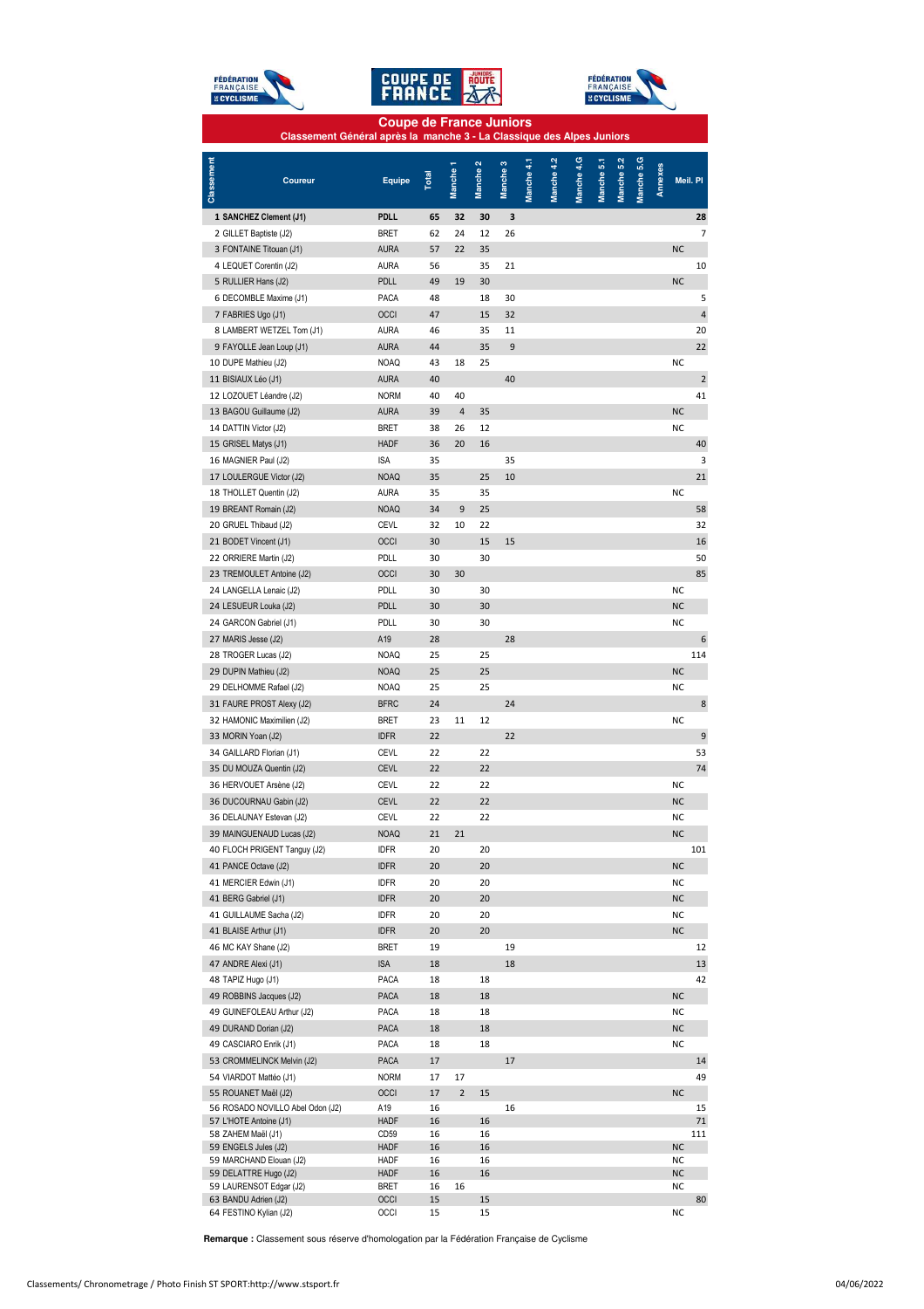# Coupe de France Juniors

## Classement Général après la manche 3 - La Classique des Alpes Juniors

| Classement | Coureur | Equipe | Total | Manche 1 | Manche 2 | Manche 3 | Manche 4.1 | Manche 4.2 | Manche 4.G | Manche 5.1 | Manche 5.2 | Manche 5.G | Annexes | Meil. Pl |
|---|---|---|---|---|---|---|---|---|---|---|---|---|---|---|
| **1** | **SANCHEZ Clement (J1)** | **PDLL** | **65** | **32** | **30** | **3** | | | | | | | | **28** |
| 2 | GILLET Baptiste (J2) | BRET | 62 | 24 | 12 | 26 | | | | | | | | 7 |
| 3 | FONTAINE Titouan (J1) | AURA | 57 | 22 | 35 | | | | | | | | | NC |
| 4 | LEQUET Corentin (J2) | AURA | 56 | | 35 | 21 | | | | | | | | 10 |
| 5 | RULLIER Hans (J2) | PDLL | 49 | 19 | 30 | | | | | | | | | NC |
| 6 | DECOMBLE Maxime (J1) | PACA | 48 | | 18 | 30 | | | | | | | | 5 |
| 7 | FABRIES Ugo (J1) | OCCI | 47 | | 15 | 32 | | | | | | | | 4 |
| 8 | LAMBERT WETZEL Tom (J1) | AURA | 46 | | 35 | 11 | | | | | | | | 20 |
| 9 | FAYOLLE Jean Loup (J1) | AURA | 44 | | 35 | 9 | | | | | | | | 22 |
| 10 | DUPE Mathieu (J2) | NOAQ | 43 | 18 | 25 | | | | | | | | | NC |
| 11 | BISIAUX Léo (J1) | AURA | 40 | | | 40 | | | | | | | | 2 |
| 12 | LOZOUET Léandre (J2) | NORM | 40 | 40 | | | | | | | | | | 41 |
| 13 | BAGOU Guillaume (J2) | AURA | 39 | 4 | 35 | | | | | | | | | NC |
| 14 | DATTIN Victor (J2) | BRET | 38 | 26 | 12 | | | | | | | | | NC |
| 15 | GRISEL Matys (J1) | HADF | 36 | 20 | 16 | | | | | | | | | 40 |
| 16 | MAGNIER Paul (J2) | ISA | 35 | | | 35 | | | | | | | | 3 |
| 17 | LOULERGUE Victor (J2) | NOAQ | 35 | | 25 | 10 | | | | | | | | 21 |
| 18 | THOLLET Quentin (J2) | AURA | 35 | | 35 | | | | | | | | | NC |
| 19 | BREANT Romain (J2) | NOAQ | 34 | 9 | 25 | | | | | | | | | 58 |
| 20 | GRUEL Thibaud (J2) | CEVL | 32 | 10 | 22 | | | | | | | | | 32 |
| 21 | BODET Vincent (J1) | OCCI | 30 | | 15 | 15 | | | | | | | | 16 |
| 22 | ORRIERE Martin (J2) | PDLL | 30 | | 30 | | | | | | | | | 50 |
| 23 | TREMOULET Antoine (J2) | OCCI | 30 | 30 | | | | | | | | | | 85 |
| 24 | LANGELLA Lenaic (J2) | PDLL | 30 | | 30 | | | | | | | | | NC |
| 24 | LESUEUR Louka (J2) | PDLL | 30 | | 30 | | | | | | | | | NC |
| 24 | GARCON Gabriel (J1) | PDLL | 30 | | 30 | | | | | | | | | NC |
| 27 | MARIS Jesse (J2) | A19 | 28 | | | 28 | | | | | | | | 6 |
| 28 | TROGER Lucas (J2) | NOAQ | 25 | | 25 | | | | | | | | | 114 |
| 29 | DUPIN Mathieu (J2) | NOAQ | 25 | | 25 | | | | | | | | | NC |
| 29 | DELHOMME Rafael (J2) | NOAQ | 25 | | 25 | | | | | | | | | NC |
| 31 | FAURE PROST Alexy (J2) | BFRC | 24 | | | 24 | | | | | | | | 8 |
| 32 | HAMONIC Maximilien (J2) | BRET | 23 | 11 | 12 | | | | | | | | | NC |
| 33 | MORIN Yoan (J2) | IDFR | 22 | | | 22 | | | | | | | | 9 |
| 34 | GAILLARD Florian (J1) | CEVL | 22 | | 22 | | | | | | | | | 53 |
| 35 | DU MOUZA Quentin (J2) | CEVL | 22 | | 22 | | | | | | | | | 74 |
| 36 | HERVOUET Arsène (J2) | CEVL | 22 | | 22 | | | | | | | | | NC |
| 36 | DUCOURNAU Gabin (J2) | CEVL | 22 | | 22 | | | | | | | | | NC |
| 36 | DELAUNAY Estevan (J2) | CEVL | 22 | | 22 | | | | | | | | | NC |
| 39 | MAINGUENAUD Lucas (J2) | NOAQ | 21 | 21 | | | | | | | | | | NC |
| 40 | FLOCH PRIGENT Tanguy (J2) | IDFR | 20 | | 20 | | | | | | | | | 101 |
| 41 | PANCE Octave (J2) | IDFR | 20 | | 20 | | | | | | | | | NC |
| 41 | MERCIER Edwin (J1) | IDFR | 20 | | 20 | | | | | | | | | NC |
| 41 | BERG Gabriel (J1) | IDFR | 20 | | 20 | | | | | | | | | NC |
| 41 | GUILLAUME Sacha (J2) | IDFR | 20 | | 20 | | | | | | | | | NC |
| 41 | BLAISE Arthur (J1) | IDFR | 20 | | 20 | | | | | | | | | NC |
| 46 | MC KAY Shane (J2) | BRET | 19 | | | 19 | | | | | | | | 12 |
| 47 | ANDRE Alexi (J1) | ISA | 18 | | | 18 | | | | | | | | 13 |
| 48 | TAPIZ Hugo (J1) | PACA | 18 | | 18 | | | | | | | | | 42 |
| 49 | ROBBINS Jacques (J2) | PACA | 18 | | 18 | | | | | | | | | NC |
| 49 | GUINEFOLEAU Arthur (J2) | PACA | 18 | | 18 | | | | | | | | | NC |
| 49 | DURAND Dorian (J2) | PACA | 18 | | 18 | | | | | | | | | NC |
| 49 | CASCIARO Enrik (J1) | PACA | 18 | | 18 | | | | | | | | | NC |
| 53 | CROMMELINCK Melvin (J2) | PACA | 17 | | | 17 | | | | | | | | 14 |
| 54 | VIARDOT Mattéo (J1) | NORM | 17 | 17 | | | | | | | | | | 49 |
| 55 | ROUANET Maël (J2) | OCCI | 17 | 2 | 15 | | | | | | | | | NC |
| 56 | ROSADO NOVILLO Abel Odon (J2) | A19 | 16 | | | 16 | | | | | | | | 15 |
| 57 | L'HOTE Antoine (J1) | HADF | 16 | | 16 | | | | | | | | | 71 |
| 58 | ZAHEM Maël (J1) | CD59 | 16 | | 16 | | | | | | | | | 111 |
| 59 | ENGELS Jules (J2) | HADF | 16 | | 16 | | | | | | | | | NC |
| 59 | MARCHAND Elouan (J2) | HADF | 16 | | 16 | | | | | | | | | NC |
| 59 | DELATTRE Hugo (J2) | HADF | 16 | | 16 | | | | | | | | | NC |
| 59 | LAURENSOT Edgar (J2) | BRET | 16 | 16 | | | | | | | | | | NC |
| 63 | BANDU Adrien (J2) | OCCI | 15 | | 15 | | | | | | | | | 80 |
| 64 | FESTINO Kylian (J2) | OCCI | 15 | | 15 | | | | | | | | | NC |

**Remarque :** Classement sous réserve d'homologation par la Fédération Française de Cyclisme

Classements/ Chronometrage / Photo Finish ST SPORT:http://www.stsport.fr

04/06/2022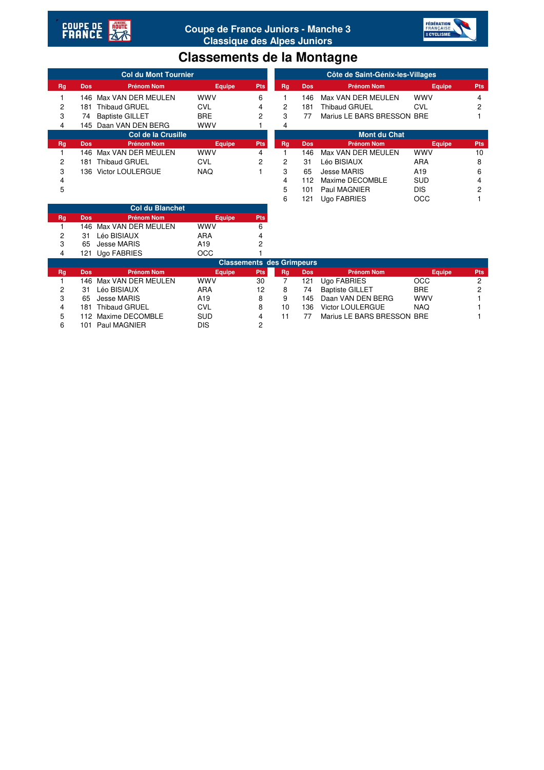# Coupe de France Juniors - Manche 3
## Classique des Alpes Juniors

# Classements de la Montagne

### Col du Mont Tournier

| Rg | Dos | Prénom Nom | Equipe | Pts |
|---|---|---|---|---|
| 1 | 146 | Max VAN DER MEULEN | WWV | 6 |
| 2 | 181 | Thibaud GRUEL | CVL | 4 |
| 3 | 74 | Baptiste GILLET | BRE | 2 |
| 4 | 145 | Daan VAN DEN BERG | WWV | 1 |

### Côte de Saint-Génix-les-Villages

| Rg | Dos | Prénom Nom | Equipe | Pts |
|---|---|---|---|---|
| 1 | 146 | Max VAN DER MEULEN | WWV | 4 |
| 2 | 181 | Thibaud GRUEL | CVL | 2 |
| 3 | 77 | Marius LE BARS BRESSON | BRE | 1 |
| 4 | | | | |

### Col de la Crusille

| Rg | Dos | Prénom Nom | Equipe | Pts |
|---|---|---|---|---|
| 1 | 146 | Max VAN DER MEULEN | WWV | 4 |
| 2 | 181 | Thibaud GRUEL | CVL | 2 |
| 3 | 136 | Victor LOULERGUE | NAQ | 1 |
| 4 | | | | |
| 5 | | | | |

### Mont du Chat

| Rg | Dos | Prénom Nom | Equipe | Pts |
|---|---|---|---|---|
| 1 | 146 | Max VAN DER MEULEN | WWV | 10 |
| 2 | 31 | Léo BISIAUX | ARA | 8 |
| 3 | 65 | Jesse MARIS | A19 | 6 |
| 4 | 112 | Maxime DECOMBLE | SUD | 4 |
| 5 | 101 | Paul MAGNIER | DIS | 2 |
| 6 | 121 | Ugo FABRIES | OCC | 1 |

### Col du Blanchet

| Rg | Dos | Prénom Nom | Equipe | Pts |
|---|---|---|---|---|
| 1 | 146 | Max VAN DER MEULEN | WWV | 6 |
| 2 | 31 | Léo BISIAUX | ARA | 4 |
| 3 | 65 | Jesse MARIS | A19 | 2 |
| 4 | 121 | Ugo FABRIES | OCC | 1 |

### Classements des Grimpeurs

| Rg | Dos | Prénom Nom | Equipe | Pts |
|---|---|---|---|---|
| 1 | 146 | Max VAN DER MEULEN | WWV | 30 |
| 2 | 31 | Léo BISIAUX | ARA | 12 |
| 3 | 65 | Jesse MARIS | A19 | 8 |
| 4 | 181 | Thibaud GRUEL | CVL | 8 |
| 5 | 112 | Maxime DECOMBLE | SUD | 4 |
| 6 | 101 | Paul MAGNIER | DIS | 2 |
| 7 | 121 | Ugo FABRIES | OCC | 2 |
| 8 | 74 | Baptiste GILLET | BRE | 2 |
| 9 | 145 | Daan VAN DEN BERG | WWV | 1 |
| 10 | 136 | Victor LOULERGUE | NAQ | 1 |
| 11 | 77 | Marius LE BARS BRESSON | BRE | 1 |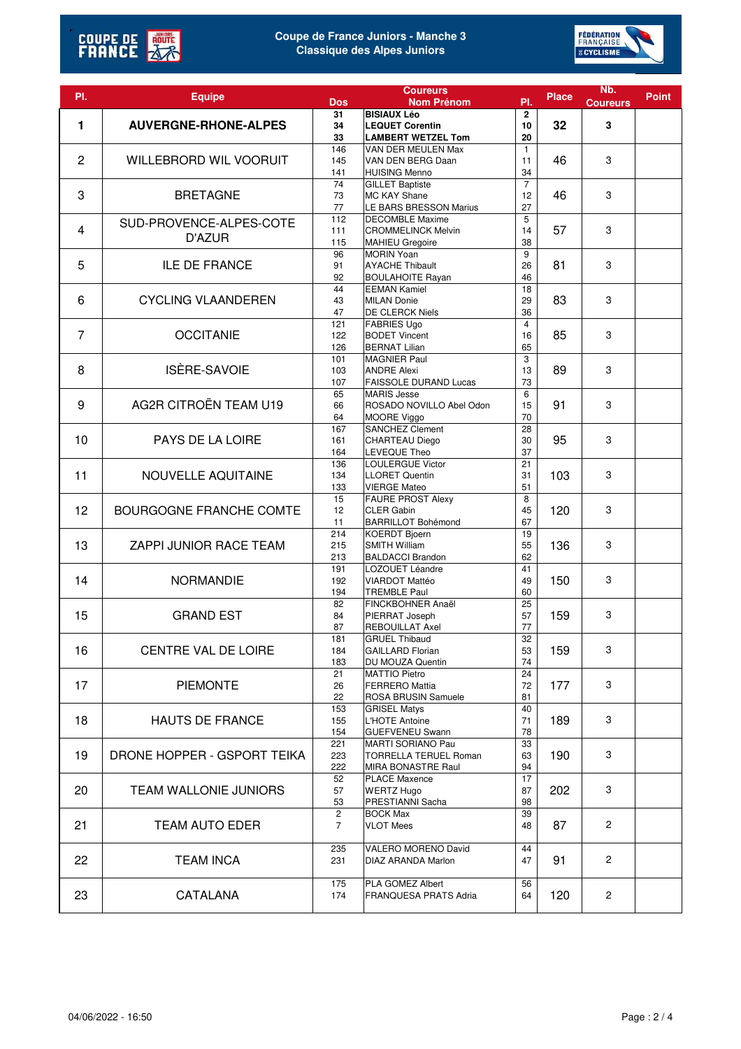# Coupe de France Juniors - Manche 3
## Classique des Alpes Juniors

| Pl. | Equipe | Dos | Coureurs Nom Prénom | Pl. | Place | Nb. Coureurs | Point |
|---|---|---|---|---|---|---|---|
| **1** | **AUVERGNE-RHONE-ALPES** | **31**<br>**34**<br>**33** | **BISIAUX Léo**<br>**LEQUET Corentin**<br>**LAMBERT WETZEL Tom** | **2**<br>**10**<br>**20** | **32** | **3** | |
| 2 | WILLEBRORD WIL VOORUIT | 146<br>145<br>141 | VAN DER MEULEN Max<br>VAN DEN BERG Daan<br>HUISING Menno | 1<br>11<br>34 | 46 | 3 | |
| 3 | BRETAGNE | 74<br>73<br>77 | GILLET Baptiste<br>MC KAY Shane<br>LE BARS BRESSON Marius | 7<br>12<br>27 | 46 | 3 | |
| 4 | SUD-PROVENCE-ALPES-COTE D'AZUR | 112<br>111<br>115 | DECOMBLE Maxime<br>CROMMELINCK Melvin<br>MAHIEU Gregoire | 5<br>14<br>38 | 57 | 3 | |
| 5 | ILE DE FRANCE | 96<br>91<br>92 | MORIN Yoan<br>AYACHE Thibault<br>BOULAHOITE Rayan | 9<br>26<br>46 | 81 | 3 | |
| 6 | CYCLING VLAANDEREN | 44<br>43<br>47 | EEMAN Kamiel<br>MILAN Donie<br>DE CLERCK Niels | 18<br>29<br>36 | 83 | 3 | |
| 7 | OCCITANIE | 121<br>122<br>126 | FABRIES Ugo<br>BODET Vincent<br>BERNAT Lilian | 4<br>16<br>65 | 85 | 3 | |
| 8 | ISÈRE-SAVOIE | 101<br>103<br>107 | MAGNIER Paul<br>ANDRE Alexi<br>FAISSOLE DURAND Lucas | 3<br>13<br>73 | 89 | 3 | |
| 9 | AG2R CITROËN TEAM U19 | 65<br>66<br>64 | MARIS Jesse<br>ROSADO NOVILLO Abel Odon<br>MOORE Viggo | 6<br>15<br>70 | 91 | 3 | |
| 10 | PAYS DE LA LOIRE | 167<br>161<br>164 | SANCHEZ Clement<br>CHARTEAU Diego<br>LEVEQUE Theo | 28<br>30<br>37 | 95 | 3 | |
| 11 | NOUVELLE AQUITAINE | 136<br>134<br>133 | LOULERGUE Victor<br>LLORET Quentin<br>VIERGE Mateo | 21<br>31<br>51 | 103 | 3 | |
| 12 | BOURGOGNE FRANCHE COMTE | 15<br>12<br>11 | FAURE PROST Alexy<br>CLER Gabin<br>BARRILLOT Bohémond | 8<br>45<br>67 | 120 | 3 | |
| 13 | ZAPPI JUNIOR RACE TEAM | 214<br>215<br>213 | KOERDT Bjoern<br>SMITH William<br>BALDACCI Brandon | 19<br>55<br>62 | 136 | 3 | |
| 14 | NORMANDIE | 191<br>192<br>194 | LOZOUET Léandre<br>VIARDOT Mattéo<br>TREMBLE Paul | 41<br>49<br>60 | 150 | 3 | |
| 15 | GRAND EST | 82<br>84<br>87 | FINCKBOHNER Anaël<br>PIERRAT Joseph<br>REBOUILLAT Axel | 25<br>57<br>77 | 159 | 3 | |
| 16 | CENTRE VAL DE LOIRE | 181<br>184<br>183 | GRUEL Thibaud<br>GAILLARD Florian<br>DU MOUZA Quentin | 32<br>53<br>74 | 159 | 3 | |
| 17 | PIEMONTE | 21<br>26<br>22 | MATTIO Pietro<br>FERRERO Mattia<br>ROSA BRUSIN Samuele | 24<br>72<br>81 | 177 | 3 | |
| 18 | HAUTS DE FRANCE | 153<br>155<br>154 | GRISEL Matys<br>L'HOTE Antoine<br>GUEFVENEU Swann | 40<br>71<br>78 | 189 | 3 | |
| 19 | DRONE HOPPER - GSPORT TEIKA | 221<br>223<br>222 | MARTI SORIANO Pau<br>TORRELLA TERUEL Roman<br>MIRA BONASTRE Raul | 33<br>63<br>94 | 190 | 3 | |
| 20 | TEAM WALLONIE JUNIORS | 52<br>57<br>53 | PLACE Maxence<br>WERTZ Hugo<br>PRESTIANNI Sacha | 17<br>87<br>98 | 202 | 3 | |
| 21 | TEAM AUTO EDER | 2<br>7 | BOCK Max<br>VLOT Mees | 39<br>48 | 87 | 2 | |
| 22 | TEAM INCA | 235<br>231 | VALERO MORENO David<br>DIAZ ARANDA Marlon | 44<br>47 | 91 | 2 | |
| 23 | CATALANA | 175<br>174 | PLA GOMEZ Albert<br>FRANQUESA PRATS Adria | 56<br>64 | 120 | 2 | |

04/06/2022 - 16:50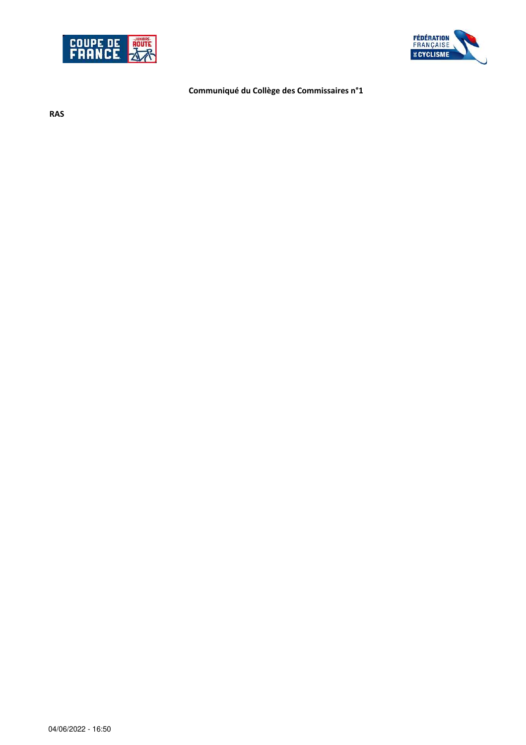**Communiqué du Collège des Commissaires n°1**

**RAS**

04/06/2022 - 16:50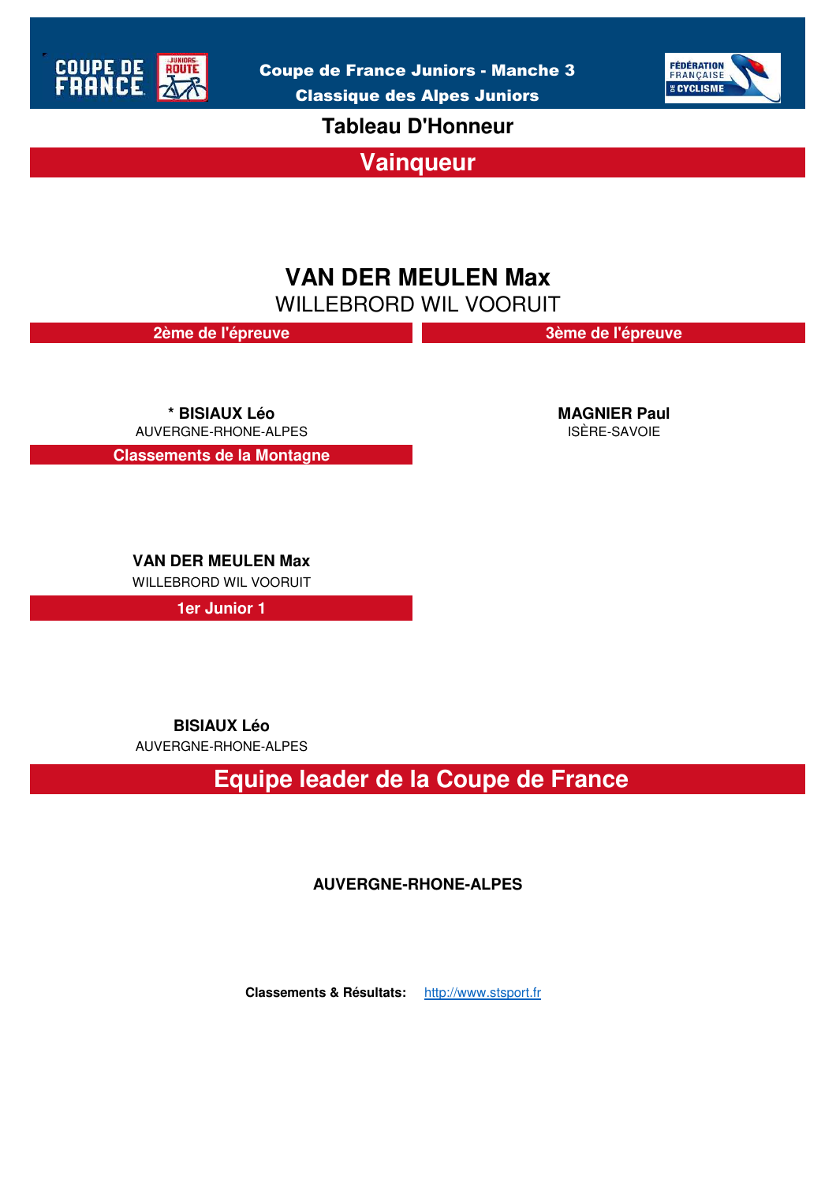Coupe de France Juniors - Manche 3

Classique des Alpes Juniors

# Tableau D'Honneur

## Vainqueur

**VAN DER MEULEN Max**

WILLEBRORD WIL VOORUIT

## 2ème de l'épreuve

**\* BISIAUX Léo**

AUVERGNE-RHONE-ALPES

## 3ème de l'épreuve

**MAGNIER Paul**

ISÈRE-SAVOIE

## Classements de la Montagne

**VAN DER MEULEN Max**

WILLEBRORD WIL VOORUIT

## 1er Junior 1

**BISIAUX Léo**

AUVERGNE-RHONE-ALPES

## Equipe leader de la Coupe de France

**AUVERGNE-RHONE-ALPES**

**Classements & Résultats:** http://www.stsport.fr